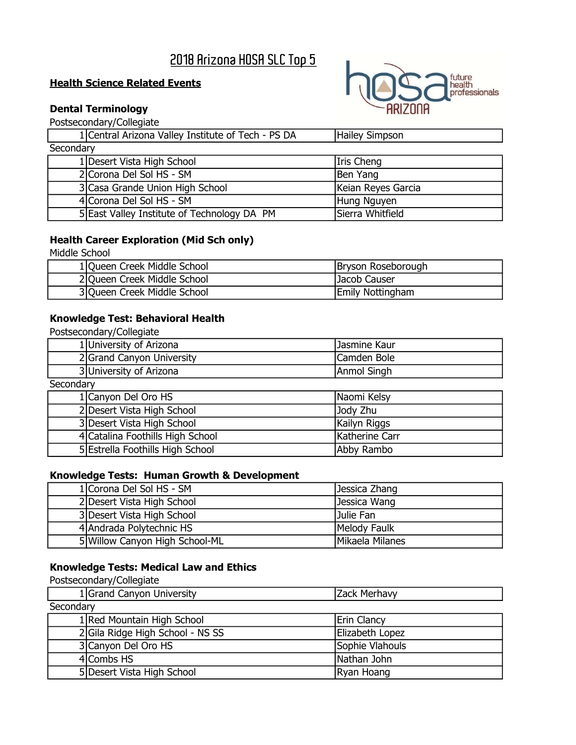# 2018 Arizona HOSA SLC Top 5

**Health Science Related Events**

### Dental Terminology

Postsecondary/Collegiate

| | | |
|---|---|---|
| 1 | Central Arizona Valley Institute of Tech - PS DA | Hailey Simpson |

Secondary

| | | |
|---|---|---|
| 1 | Desert Vista High School | Iris Cheng |
| 2 | Corona Del Sol HS - SM | Ben Yang |
| 3 | Casa Grande Union High School | Keian Reyes Garcia |
| 4 | Corona Del Sol HS - SM | Hung Nguyen |
| 5 | East Valley Institute of Technology DA PM | Sierra Whitfield |

### Health Career Exploration (Mid Sch only)

Middle School

| | | |
|---|---|---|
| 1 | Queen Creek Middle School | Bryson Roseborough |
| 2 | Queen Creek Middle School | Jacob Causer |
| 3 | Queen Creek Middle School | Emily Nottingham |

### Knowledge Test: Behavioral Health

Postsecondary/Collegiate

| | | |
|---|---|---|
| 1 | University of Arizona | Jasmine Kaur |
| 2 | Grand Canyon University | Camden Bole |
| 3 | University of Arizona | Anmol Singh |

Secondary

| | | |
|---|---|---|
| 1 | Canyon Del Oro HS | Naomi Kelsy |
| 2 | Desert Vista High School | Jody Zhu |
| 3 | Desert Vista High School | Kailyn Riggs |
| 4 | Catalina Foothills High School | Katherine Carr |
| 5 | Estrella Foothills High School | Abby Rambo |

### Knowledge Tests: Human Growth & Development

| | | |
|---|---|---|
| 1 | Corona Del Sol HS - SM | Jessica Zhang |
| 2 | Desert Vista High School | Jessica Wang |
| 3 | Desert Vista High School | Julie Fan |
| 4 | Andrada Polytechnic HS | Melody Faulk |
| 5 | Willow Canyon High School-ML | Mikaela Milanes |

### Knowledge Tests: Medical Law and Ethics

Postsecondary/Collegiate

| | | |
|---|---|---|
| 1 | Grand Canyon University | Zack Merhavy |

Secondary

| | | |
|---|---|---|
| 1 | Red Mountain High School | Erin Clancy |
| 2 | Gila Ridge High School - NS SS | Elizabeth Lopez |
| 3 | Canyon Del Oro HS | Sophie Vlahouls |
| 4 | Combs HS | Nathan John |
| 5 | Desert Vista High School | Ryan Hoang |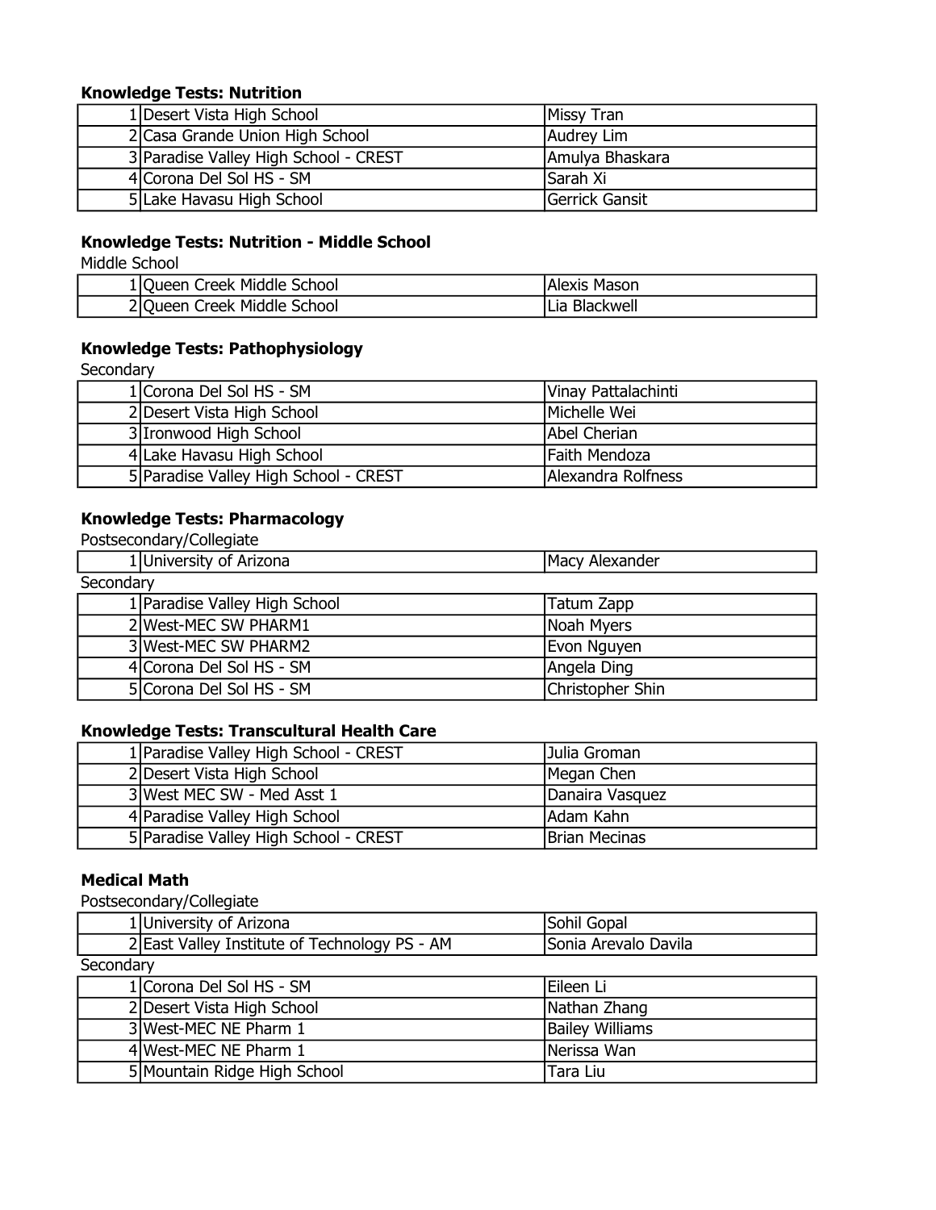### Knowledge Tests: Nutrition

| | | |
|---|---|---|
| 1 | Desert Vista High School | Missy Tran |
| 2 | Casa Grande Union High School | Audrey Lim |
| 3 | Paradise Valley High School - CREST | Amulya Bhaskara |
| 4 | Corona Del Sol HS - SM | Sarah Xi |
| 5 | Lake Havasu High School | Gerrick Gansit |

### Knowledge Tests: Nutrition - Middle School

Middle School

| | | |
|---|---|---|
| 1 | Queen Creek Middle School | Alexis Mason |
| 2 | Queen Creek Middle School | Lia Blackwell |

### Knowledge Tests: Pathophysiology

Secondary

| | | |
|---|---|---|
| 1 | Corona Del Sol HS - SM | Vinay Pattalachinti |
| 2 | Desert Vista High School | Michelle Wei |
| 3 | Ironwood High School | Abel Cherian |
| 4 | Lake Havasu High School | Faith Mendoza |
| 5 | Paradise Valley High School - CREST | Alexandra Rolfness |

### Knowledge Tests: Pharmacology

Postsecondary/Collegiate

| | | |
|---|---|---|
| 1 | University of Arizona | Macy Alexander |

Secondary

| | | |
|---|---|---|
| 1 | Paradise Valley High School | Tatum Zapp |
| 2 | West-MEC SW PHARM1 | Noah Myers |
| 3 | West-MEC SW PHARM2 | Evon Nguyen |
| 4 | Corona Del Sol HS - SM | Angela Ding |
| 5 | Corona Del Sol HS - SM | Christopher Shin |

### Knowledge Tests: Transcultural Health Care

| | | |
|---|---|---|
| 1 | Paradise Valley High School - CREST | Julia Groman |
| 2 | Desert Vista High School | Megan Chen |
| 3 | West MEC SW - Med Asst 1 | Danaira Vasquez |
| 4 | Paradise Valley High School | Adam Kahn |
| 5 | Paradise Valley High School - CREST | Brian Mecinas |

### Medical Math

Postsecondary/Collegiate

| | | |
|---|---|---|
| 1 | University of Arizona | Sohil Gopal |
| 2 | East Valley Institute of Technology PS - AM | Sonia Arevalo Davila |

Secondary

| | | |
|---|---|---|
| 1 | Corona Del Sol HS - SM | Eileen Li |
| 2 | Desert Vista High School | Nathan Zhang |
| 3 | West-MEC NE Pharm 1 | Bailey Williams |
| 4 | West-MEC NE Pharm 1 | Nerissa Wan |
| 5 | Mountain Ridge High School | Tara Liu |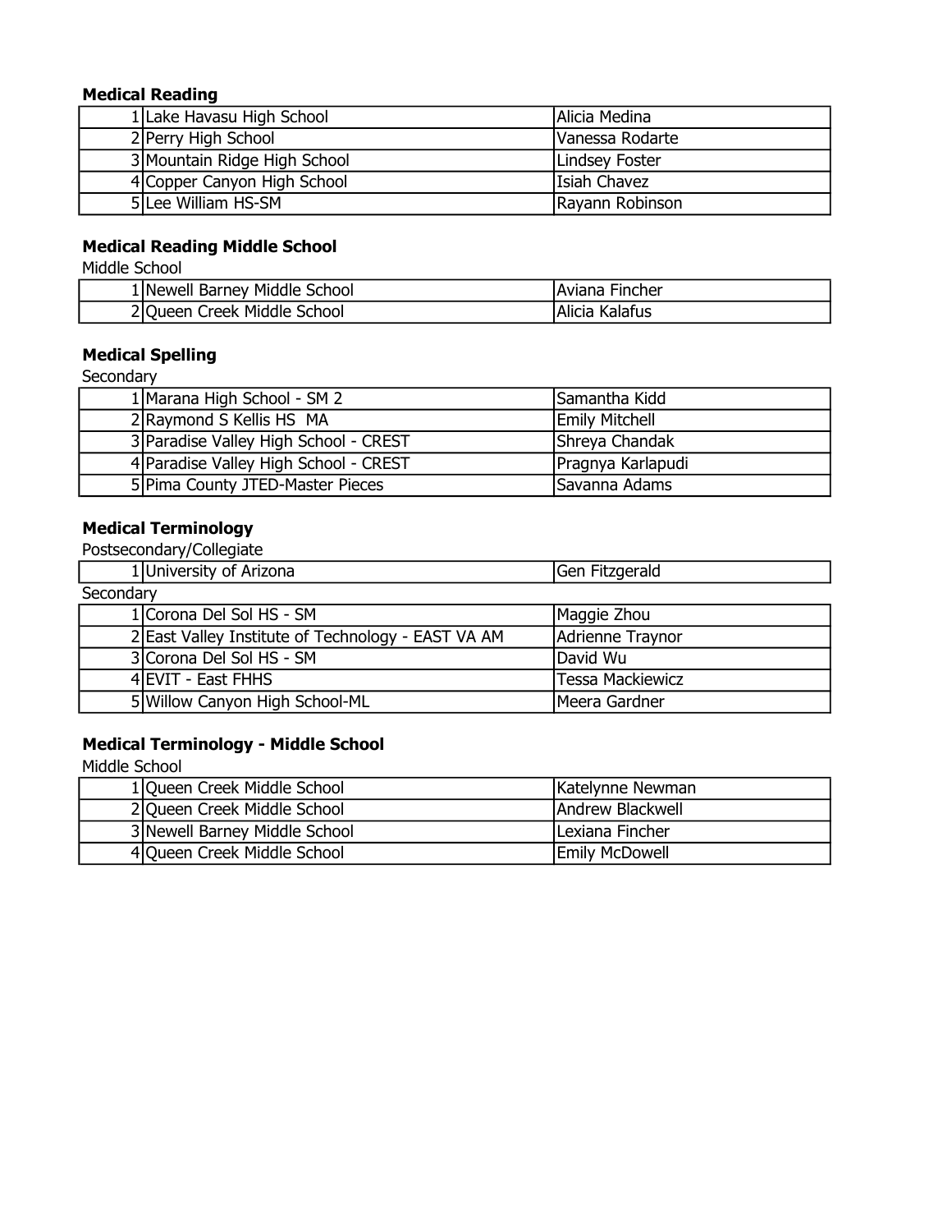**Medical Reading**

| | | |
|---|---|---|
| 1 | Lake Havasu High School | Alicia Medina |
| 2 | Perry High School | Vanessa Rodarte |
| 3 | Mountain Ridge High School | Lindsey Foster |
| 4 | Copper Canyon High School | Isiah Chavez |
| 5 | Lee William HS-SM | Rayann Robinson |

**Medical Reading Middle School**

Middle School

| | | |
|---|---|---|
| 1 | Newell Barney Middle School | Aviana Fincher |
| 2 | Queen Creek Middle School | Alicia Kalafus |

**Medical Spelling**

Secondary

| | | |
|---|---|---|
| 1 | Marana High School - SM 2 | Samantha Kidd |
| 2 | Raymond S Kellis HS MA | Emily Mitchell |
| 3 | Paradise Valley High School - CREST | Shreya Chandak |
| 4 | Paradise Valley High School - CREST | Pragnya Karlapudi |
| 5 | Pima County JTED-Master Pieces | Savanna Adams |

**Medical Terminology**

Postsecondary/Collegiate

| | | |
|---|---|---|
| 1 | University of Arizona | Gen Fitzgerald |

Secondary

| | | |
|---|---|---|
| 1 | Corona Del Sol HS - SM | Maggie Zhou |
| 2 | East Valley Institute of Technology - EAST VA AM | Adrienne Traynor |
| 3 | Corona Del Sol HS - SM | David Wu |
| 4 | EVIT - East FHHS | Tessa Mackiewicz |
| 5 | Willow Canyon High School-ML | Meera Gardner |

**Medical Terminology - Middle School**

Middle School

| | | |
|---|---|---|
| 1 | Queen Creek Middle School | Katelynne Newman |
| 2 | Queen Creek Middle School | Andrew Blackwell |
| 3 | Newell Barney Middle School | Lexiana Fincher |
| 4 | Queen Creek Middle School | Emily McDowell |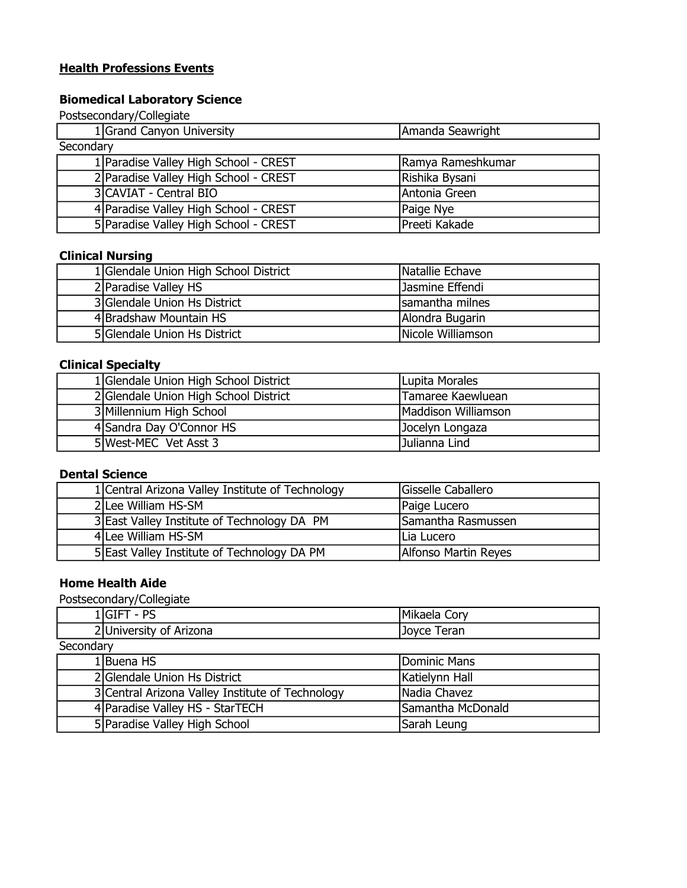## Health Professions Events

### Biomedical Laboratory Science

Postsecondary/Collegiate

| Place | School | Name |
|---|---|---|
| 1 | Grand Canyon University | Amanda Seawright |

Secondary

| Place | School | Name |
|---|---|---|
| 1 | Paradise Valley High School - CREST | Ramya Rameshkumar |
| 2 | Paradise Valley High School - CREST | Rishika Bysani |
| 3 | CAVIAT - Central BIO | Antonia Green |
| 4 | Paradise Valley High School - CREST | Paige Nye |
| 5 | Paradise Valley High School - CREST | Preeti Kakade |

### Clinical Nursing

| Place | School | Name |
|---|---|---|
| 1 | Glendale Union High School District | Natallie Echave |
| 2 | Paradise Valley HS | Jasmine Effendi |
| 3 | Glendale Union Hs District | samantha milnes |
| 4 | Bradshaw Mountain HS | Alondra Bugarin |
| 5 | Glendale Union Hs District | Nicole Williamson |

### Clinical Specialty

| Place | School | Name |
|---|---|---|
| 1 | Glendale Union High School District | Lupita Morales |
| 2 | Glendale Union High School District | Tamaree Kaewluean |
| 3 | Millennium High School | Maddison Williamson |
| 4 | Sandra Day O'Connor HS | Jocelyn Longaza |
| 5 | West-MEC Vet Asst 3 | Julianna Lind |

### Dental Science

| Place | School | Name |
|---|---|---|
| 1 | Central Arizona Valley Institute of Technology | Gisselle Caballero |
| 2 | Lee William HS-SM | Paige Lucero |
| 3 | East Valley Institute of Technology DA PM | Samantha Rasmussen |
| 4 | Lee William HS-SM | Lia Lucero |
| 5 | East Valley Institute of Technology DA PM | Alfonso Martin Reyes |

### Home Health Aide

Postsecondary/Collegiate

| Place | School | Name |
|---|---|---|
| 1 | GIFT - PS | Mikaela Cory |
| 2 | University of Arizona | Joyce Teran |

Secondary

| Place | School | Name |
|---|---|---|
| 1 | Buena HS | Dominic Mans |
| 2 | Glendale Union Hs District | Katielynn Hall |
| 3 | Central Arizona Valley Institute of Technology | Nadia Chavez |
| 4 | Paradise Valley HS - StarTECH | Samantha McDonald |
| 5 | Paradise Valley High School | Sarah Leung |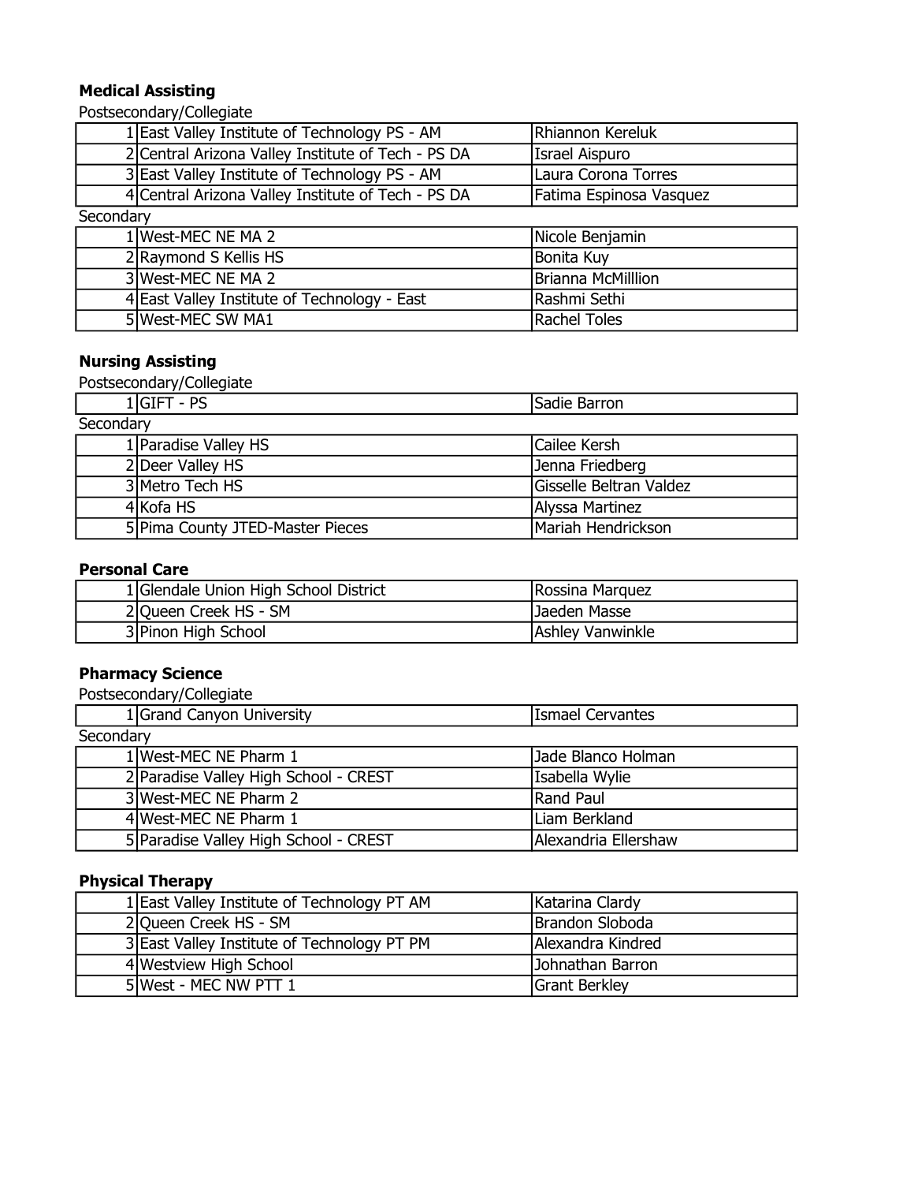**Medical Assisting**

Postsecondary/Collegiate

| | | |
|---|---|---|
| 1 | East Valley Institute of Technology PS - AM | Rhiannon Kereluk |
| 2 | Central Arizona Valley Institute of Tech - PS DA | Israel Aispuro |
| 3 | East Valley Institute of Technology PS - AM | Laura Corona Torres |
| 4 | Central Arizona Valley Institute of Tech - PS DA | Fatima Espinosa Vasquez |

Secondary

| | | |
|---|---|---|
| 1 | West-MEC NE MA 2 | Nicole Benjamin |
| 2 | Raymond S Kellis HS | Bonita Kuy |
| 3 | West-MEC NE MA 2 | Brianna McMilllion |
| 4 | East Valley Institute of Technology - East | Rashmi Sethi |
| 5 | West-MEC SW MA1 | Rachel Toles |

**Nursing Assisting**

Postsecondary/Collegiate

| | | |
|---|---|---|
| 1 | GIFT - PS | Sadie Barron |

Secondary

| | | |
|---|---|---|
| 1 | Paradise Valley HS | Cailee Kersh |
| 2 | Deer Valley HS | Jenna Friedberg |
| 3 | Metro Tech HS | Gisselle Beltran Valdez |
| 4 | Kofa HS | Alyssa Martinez |
| 5 | Pima County JTED-Master Pieces | Mariah Hendrickson |

**Personal Care**

| | | |
|---|---|---|
| 1 | Glendale Union High School District | Rossina Marquez |
| 2 | Queen Creek HS - SM | Jaeden Masse |
| 3 | Pinon High School | Ashley Vanwinkle |

**Pharmacy Science**

Postsecondary/Collegiate

| | | |
|---|---|---|
| 1 | Grand Canyon University | Ismael Cervantes |

Secondary

| | | |
|---|---|---|
| 1 | West-MEC NE Pharm 1 | Jade Blanco Holman |
| 2 | Paradise Valley High School - CREST | Isabella Wylie |
| 3 | West-MEC NE Pharm 2 | Rand Paul |
| 4 | West-MEC NE Pharm 1 | Liam Berkland |
| 5 | Paradise Valley High School - CREST | Alexandria Ellershaw |

**Physical Therapy**

| | | |
|---|---|---|
| 1 | East Valley Institute of Technology PT AM | Katarina Clardy |
| 2 | Queen Creek HS - SM | Brandon Sloboda |
| 3 | East Valley Institute of Technology PT PM | Alexandra Kindred |
| 4 | Westview High School | Johnathan Barron |
| 5 | West - MEC NW PTT 1 | Grant Berkley |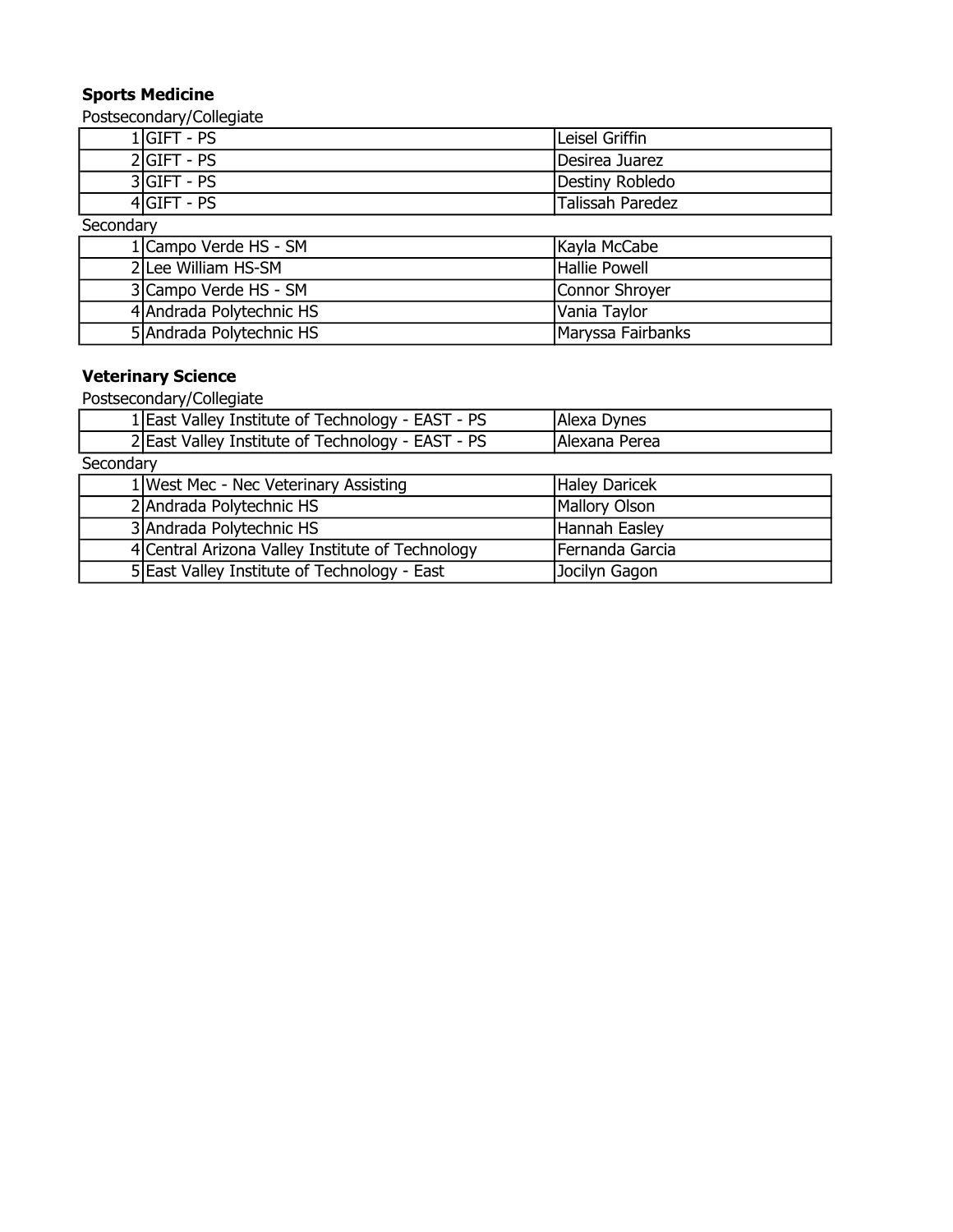**Sports Medicine**

Postsecondary/Collegiate

| | | |
|---|---|---|
| 1 | GIFT - PS | Leisel Griffin |
| 2 | GIFT - PS | Desirea Juarez |
| 3 | GIFT - PS | Destiny Robledo |
| 4 | GIFT - PS | Talissah Paredez |

Secondary

| | | |
|---|---|---|
| 1 | Campo Verde HS - SM | Kayla McCabe |
| 2 | Lee William HS-SM | Hallie Powell |
| 3 | Campo Verde HS - SM | Connor Shroyer |
| 4 | Andrada Polytechnic HS | Vania Taylor |
| 5 | Andrada Polytechnic HS | Maryssa Fairbanks |

**Veterinary Science**

Postsecondary/Collegiate

| | | |
|---|---|---|
| 1 | East Valley Institute of Technology - EAST - PS | Alexa Dynes |
| 2 | East Valley Institute of Technology - EAST - PS | Alexana Perea |

Secondary

| | | |
|---|---|---|
| 1 | West Mec - Nec Veterinary Assisting | Haley Daricek |
| 2 | Andrada Polytechnic HS | Mallory Olson |
| 3 | Andrada Polytechnic HS | Hannah Easley |
| 4 | Central Arizona Valley Institute of Technology | Fernanda Garcia |
| 5 | East Valley Institute of Technology - East | Jocilyn Gagon |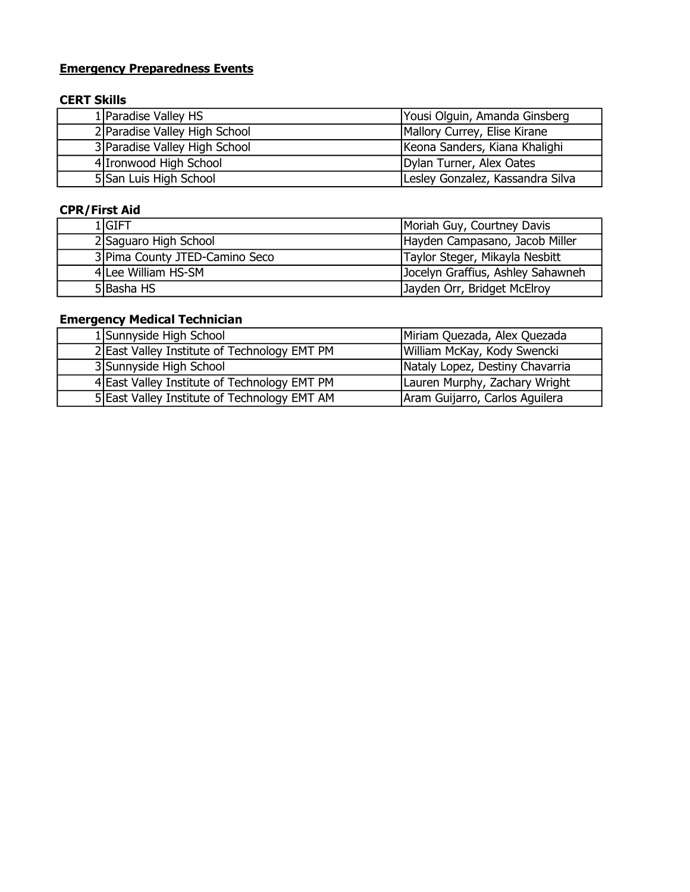## Emergency Preparedness Events

### CERT Skills

| | | |
|---|---|---|
| 1 | Paradise Valley HS | Yousi Olguin, Amanda Ginsberg |
| 2 | Paradise Valley High School | Mallory Currey, Elise Kirane |
| 3 | Paradise Valley High School | Keona Sanders, Kiana Khalighi |
| 4 | Ironwood High School | Dylan Turner, Alex Oates |
| 5 | San Luis High School | Lesley Gonzalez, Kassandra Silva |

### CPR/First Aid

| | | |
|---|---|---|
| 1 | GIFT | Moriah Guy, Courtney Davis |
| 2 | Saguaro High School | Hayden Campasano, Jacob Miller |
| 3 | Pima County JTED-Camino Seco | Taylor Steger, Mikayla Nesbitt |
| 4 | Lee William HS-SM | Jocelyn Graffius, Ashley Sahawneh |
| 5 | Basha HS | Jayden Orr, Bridget McElroy |

### Emergency Medical Technician

| | | |
|---|---|---|
| 1 | Sunnyside High School | Miriam Quezada, Alex Quezada |
| 2 | East Valley Institute of Technology EMT PM | William McKay, Kody Swencki |
| 3 | Sunnyside High School | Nataly Lopez, Destiny Chavarria |
| 4 | East Valley Institute of Technology EMT PM | Lauren Murphy, Zachary Wright |
| 5 | East Valley Institute of Technology EMT AM | Aram Guijarro, Carlos Aguilera |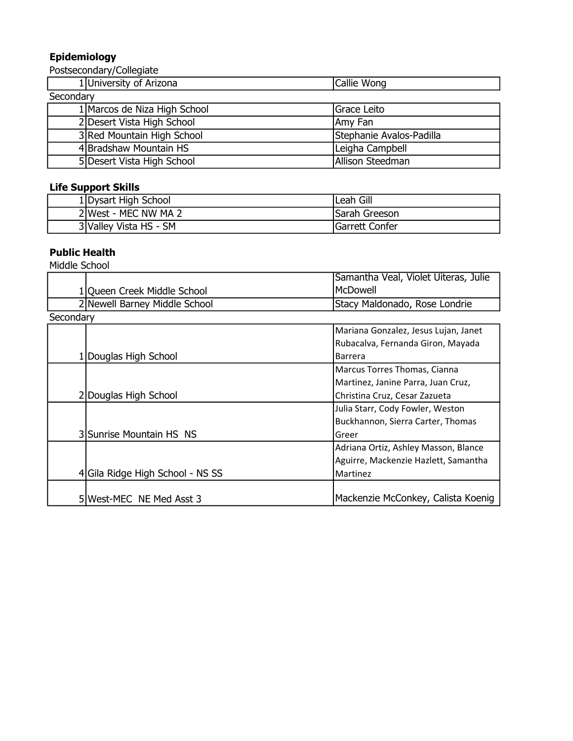**Epidemiology**

Postsecondary/Collegiate

| | | |
|---|---|---|
| 1 | University of Arizona | Callie Wong |

Secondary

| | | |
|---|---|---|
| 1 | Marcos de Niza High School | Grace Leito |
| 2 | Desert Vista High School | Amy Fan |
| 3 | Red Mountain High School | Stephanie Avalos-Padilla |
| 4 | Bradshaw Mountain HS | Leigha Campbell |
| 5 | Desert Vista High School | Allison Steedman |

**Life Support Skills**

| | | |
|---|---|---|
| 1 | Dysart High School | Leah Gill |
| 2 | West - MEC NW MA 2 | Sarah Greeson |
| 3 | Valley Vista HS - SM | Garrett Confer |

**Public Health**

Middle School

| | | |
|---|---|---|
| 1 | Queen Creek Middle School | Samantha Veal, Violet Uiteras, Julie McDowell |
| 2 | Newell Barney Middle School | Stacy Maldonado, Rose Londrie |

Secondary

| | | |
|---|---|---|
| 1 | Douglas High School | Mariana Gonzalez, Jesus Lujan, Janet Rubacalva, Fernanda Giron, Mayada Barrera |
| 2 | Douglas High School | Marcus Torres Thomas, Cianna Martinez, Janine Parra, Juan Cruz, Christina Cruz, Cesar Zazueta |
| 3 | Sunrise Mountain HS NS | Julia Starr, Cody Fowler, Weston Buckhannon, Sierra Carter, Thomas Greer |
| 4 | Gila Ridge High School - NS SS | Adriana Ortiz, Ashley Masson, Blance Aguirre, Mackenzie Hazlett, Samantha Martinez |
| 5 | West-MEC NE Med Asst 3 | Mackenzie McConkey, Calista Koenig |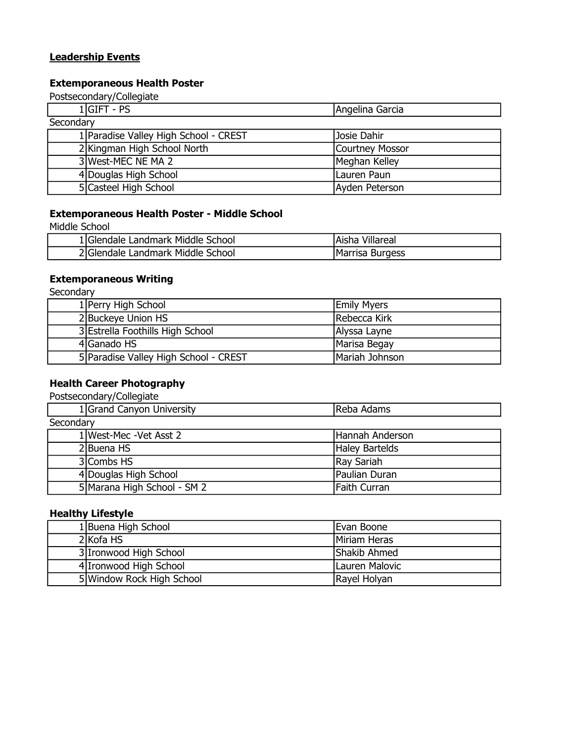## Leadership Events

### Extemporaneous Health Poster

Postsecondary/Collegiate

| | | |
|---|---|---|
| 1 | GIFT - PS | Angelina Garcia |

Secondary

| | | |
|---|---|---|
| 1 | Paradise Valley High School - CREST | Josie Dahir |
| 2 | Kingman High School North | Courtney Mossor |
| 3 | West-MEC NE MA 2 | Meghan Kelley |
| 4 | Douglas High School | Lauren Paun |
| 5 | Casteel High School | Ayden Peterson |

### Extemporaneous Health Poster - Middle School

Middle School

| | | |
|---|---|---|
| 1 | Glendale Landmark Middle School | Aisha Villareal |
| 2 | Glendale Landmark Middle School | Marrisa Burgess |

### Extemporaneous Writing

Secondary

| | | |
|---|---|---|
| 1 | Perry High School | Emily Myers |
| 2 | Buckeye Union HS | Rebecca Kirk |
| 3 | Estrella Foothills High School | Alyssa Layne |
| 4 | Ganado HS | Marisa Begay |
| 5 | Paradise Valley High School - CREST | Mariah Johnson |

### Health Career Photography

Postsecondary/Collegiate

| | | |
|---|---|---|
| 1 | Grand Canyon University | Reba Adams |

Secondary

| | | |
|---|---|---|
| 1 | West-Mec -Vet Asst 2 | Hannah Anderson |
| 2 | Buena HS | Haley Bartelds |
| 3 | Combs HS | Ray Sariah |
| 4 | Douglas High School | Paulian Duran |
| 5 | Marana High School - SM 2 | Faith Curran |

### Healthy Lifestyle

| | | |
|---|---|---|
| 1 | Buena High School | Evan Boone |
| 2 | Kofa HS | Miriam Heras |
| 3 | Ironwood High School | Shakib Ahmed |
| 4 | Ironwood High School | Lauren Malovic |
| 5 | Window Rock High School | Rayel Holyan |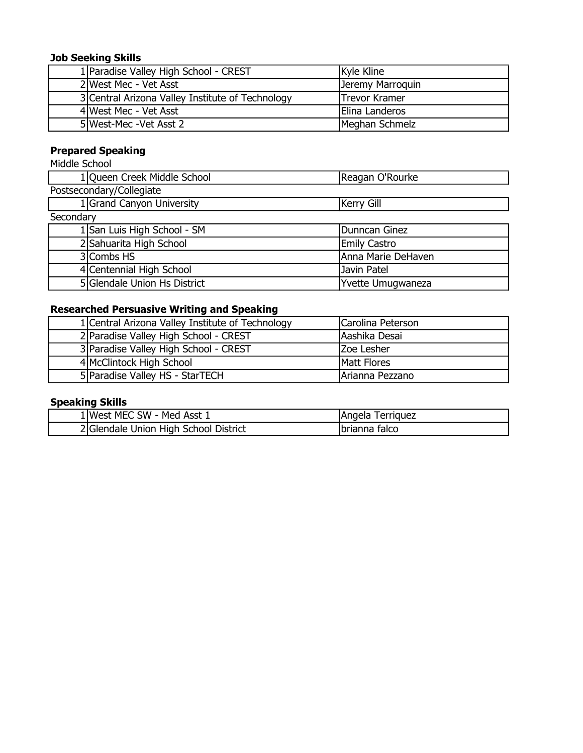**Job Seeking Skills**

| | | |
|---|---|---|
| 1 | Paradise Valley High School - CREST | Kyle Kline |
| 2 | West Mec - Vet Asst | Jeremy Marroquin |
| 3 | Central Arizona Valley Institute of Technology | Trevor Kramer |
| 4 | West Mec - Vet Asst | Elina Landeros |
| 5 | West-Mec -Vet Asst 2 | Meghan Schmelz |

**Prepared Speaking**

Middle School

| | | |
|---|---|---|
| 1 | Queen Creek Middle School | Reagan O'Rourke |

Postsecondary/Collegiate

| | | |
|---|---|---|
| 1 | Grand Canyon University | Kerry Gill |

Secondary

| | | |
|---|---|---|
| 1 | San Luis High School - SM | Dunncan Ginez |
| 2 | Sahuarita High School | Emily Castro |
| 3 | Combs HS | Anna Marie DeHaven |
| 4 | Centennial High School | Javin Patel |
| 5 | Glendale Union Hs District | Yvette Umugwaneza |

**Researched Persuasive Writing and Speaking**

| | | |
|---|---|---|
| 1 | Central Arizona Valley Institute of Technology | Carolina Peterson |
| 2 | Paradise Valley High School - CREST | Aashika Desai |
| 3 | Paradise Valley High School - CREST | Zoe Lesher |
| 4 | McClintock High School | Matt Flores |
| 5 | Paradise Valley HS - StarTECH | Arianna Pezzano |

**Speaking Skills**

| | | |
|---|---|---|
| 1 | West MEC SW - Med Asst 1 | Angela Terriquez |
| 2 | Glendale Union High School District | brianna falco |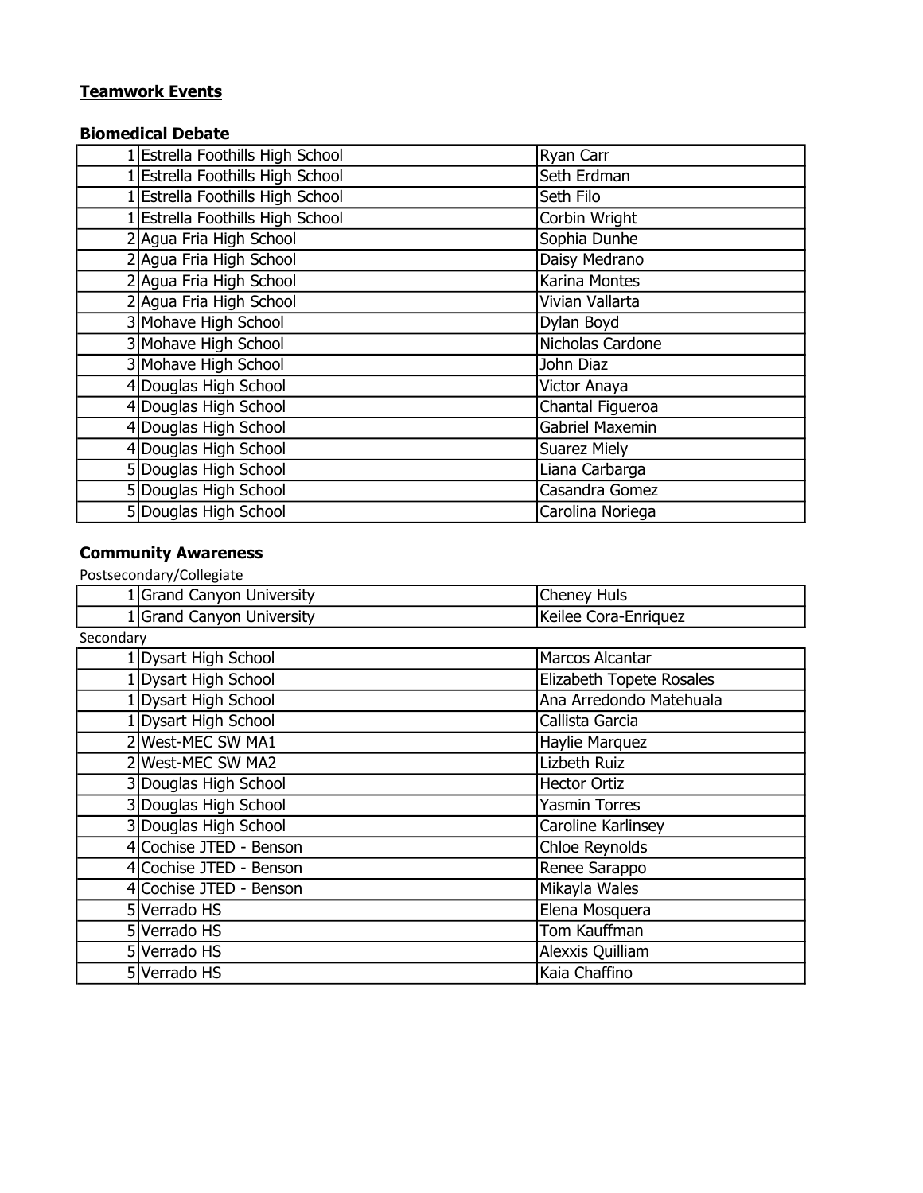**Teamwork Events**

**Biomedical Debate**

| | | |
|---|---|---|
| 1 | Estrella Foothills High School | Ryan Carr |
| 1 | Estrella Foothills High School | Seth Erdman |
| 1 | Estrella Foothills High School | Seth Filo |
| 1 | Estrella Foothills High School | Corbin Wright |
| 2 | Agua Fria High School | Sophia Dunhe |
| 2 | Agua Fria High School | Daisy Medrano |
| 2 | Agua Fria High School | Karina Montes |
| 2 | Agua Fria High School | Vivian Vallarta |
| 3 | Mohave High School | Dylan Boyd |
| 3 | Mohave High School | Nicholas Cardone |
| 3 | Mohave High School | John Diaz |
| 4 | Douglas High School | Victor Anaya |
| 4 | Douglas High School | Chantal Figueroa |
| 4 | Douglas High School | Gabriel Maxemin |
| 4 | Douglas High School | Suarez Miely |
| 5 | Douglas High School | Liana Carbarga |
| 5 | Douglas High School | Casandra Gomez |
| 5 | Douglas High School | Carolina Noriega |

**Community Awareness**

Postsecondary/Collegiate

| | | |
|---|---|---|
| 1 | Grand Canyon University | Cheney Huls |
| 1 | Grand Canyon University | Keilee Cora-Enriquez |

Secondary

| | | |
|---|---|---|
| 1 | Dysart High School | Marcos Alcantar |
| 1 | Dysart High School | Elizabeth Topete Rosales |
| 1 | Dysart High School | Ana Arredondo Matehuala |
| 1 | Dysart High School | Callista Garcia |
| 2 | West-MEC SW MA1 | Haylie Marquez |
| 2 | West-MEC SW MA2 | Lizbeth Ruiz |
| 3 | Douglas High School | Hector Ortiz |
| 3 | Douglas High School | Yasmin Torres |
| 3 | Douglas High School | Caroline Karlinsey |
| 4 | Cochise JTED - Benson | Chloe Reynolds |
| 4 | Cochise JTED - Benson | Renee Sarappo |
| 4 | Cochise JTED - Benson | Mikayla Wales |
| 5 | Verrado HS | Elena Mosquera |
| 5 | Verrado HS | Tom Kauffman |
| 5 | Verrado HS | Alexxis Quilliam |
| 5 | Verrado HS | Kaia Chaffino |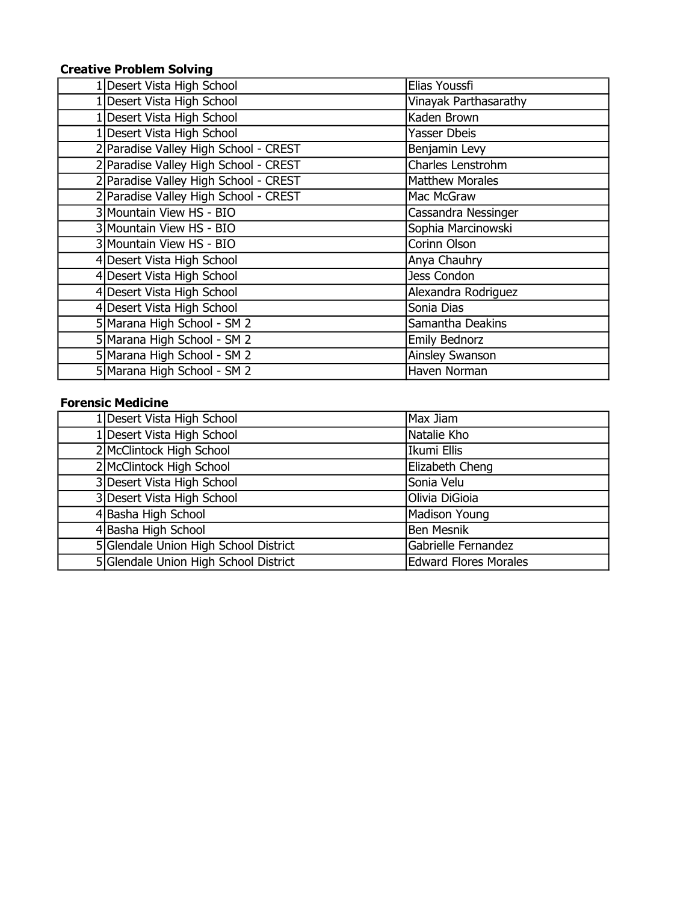**Creative Problem Solving**

| | | |
|---|---|---|
| 1 | Desert Vista High School | Elias Youssfi |
| 1 | Desert Vista High School | Vinayak Parthasarathy |
| 1 | Desert Vista High School | Kaden Brown |
| 1 | Desert Vista High School | Yasser Dbeis |
| 2 | Paradise Valley High School - CREST | Benjamin Levy |
| 2 | Paradise Valley High School - CREST | Charles Lenstrohm |
| 2 | Paradise Valley High School - CREST | Matthew Morales |
| 2 | Paradise Valley High School - CREST | Mac McGraw |
| 3 | Mountain View HS - BIO | Cassandra Nessinger |
| 3 | Mountain View HS - BIO | Sophia Marcinowski |
| 3 | Mountain View HS - BIO | Corinn Olson |
| 4 | Desert Vista High School | Anya Chauhry |
| 4 | Desert Vista High School | Jess Condon |
| 4 | Desert Vista High School | Alexandra Rodriguez |
| 4 | Desert Vista High School | Sonia Dias |
| 5 | Marana High School - SM 2 | Samantha Deakins |
| 5 | Marana High School - SM 2 | Emily Bednorz |
| 5 | Marana High School - SM 2 | Ainsley Swanson |
| 5 | Marana High School - SM 2 | Haven Norman |

**Forensic Medicine**

| | | |
|---|---|---|
| 1 | Desert Vista High School | Max Jiam |
| 1 | Desert Vista High School | Natalie Kho |
| 2 | McClintock High School | Ikumi Ellis |
| 2 | McClintock High School | Elizabeth Cheng |
| 3 | Desert Vista High School | Sonia Velu |
| 3 | Desert Vista High School | Olivia DiGioia |
| 4 | Basha High School | Madison Young |
| 4 | Basha High School | Ben Mesnik |
| 5 | Glendale Union High School District | Gabrielle Fernandez |
| 5 | Glendale Union High School District | Edward Flores Morales |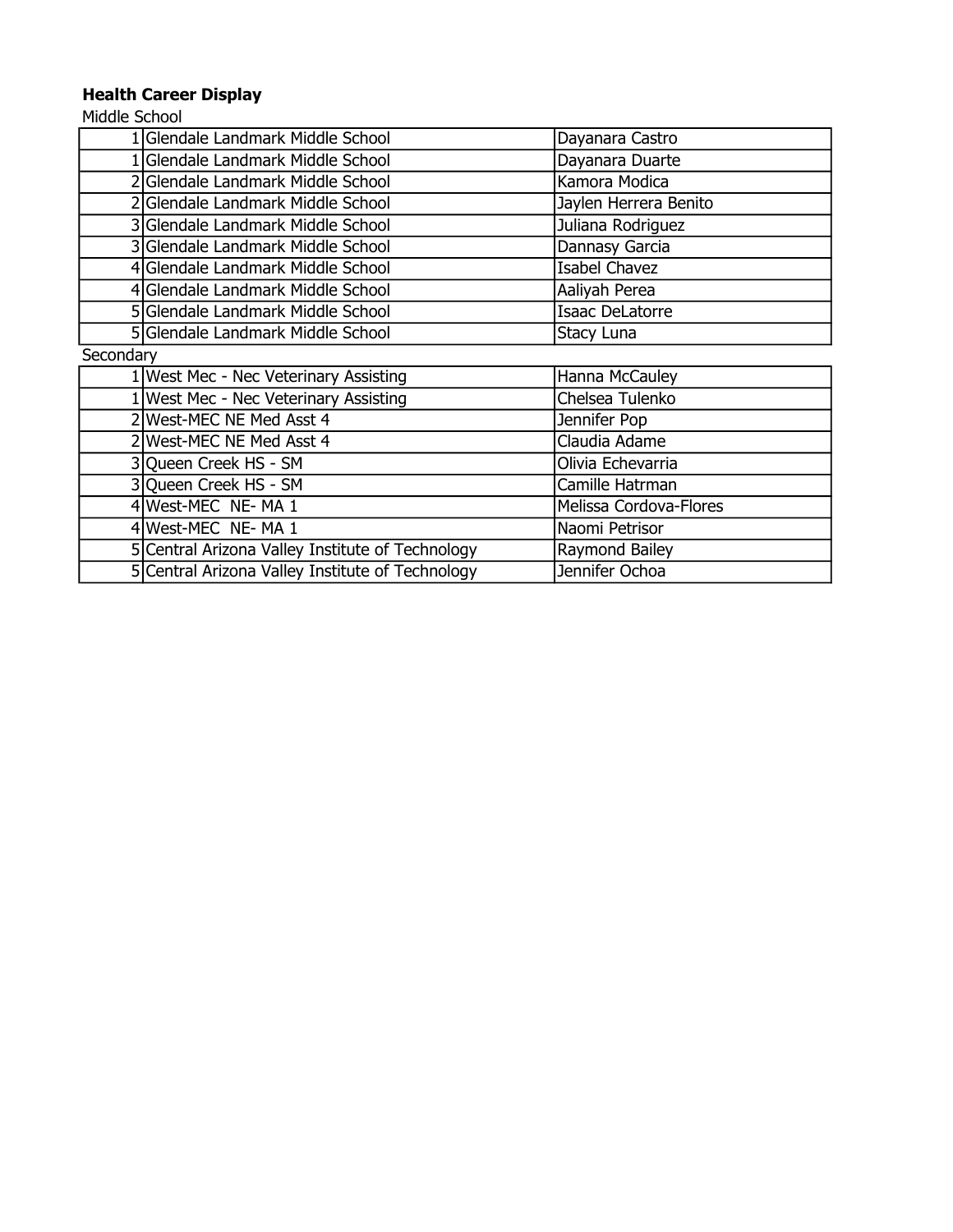**Health Career Display**

Middle School

| | | |
|---|---|---|
| 1 | Glendale Landmark Middle School | Dayanara Castro |
| 1 | Glendale Landmark Middle School | Dayanara Duarte |
| 2 | Glendale Landmark Middle School | Kamora Modica |
| 2 | Glendale Landmark Middle School | Jaylen Herrera Benito |
| 3 | Glendale Landmark Middle School | Juliana Rodriguez |
| 3 | Glendale Landmark Middle School | Dannasy Garcia |
| 4 | Glendale Landmark Middle School | Isabel Chavez |
| 4 | Glendale Landmark Middle School | Aaliyah Perea |
| 5 | Glendale Landmark Middle School | Isaac DeLatorre |
| 5 | Glendale Landmark Middle School | Stacy Luna |

Secondary

| | | |
|---|---|---|
| 1 | West Mec - Nec Veterinary Assisting | Hanna McCauley |
| 1 | West Mec - Nec Veterinary Assisting | Chelsea Tulenko |
| 2 | West-MEC NE Med Asst 4 | Jennifer Pop |
| 2 | West-MEC NE Med Asst 4 | Claudia Adame |
| 3 | Queen Creek HS - SM | Olivia Echevarria |
| 3 | Queen Creek HS - SM | Camille Hatrman |
| 4 | West-MEC NE- MA 1 | Melissa Cordova-Flores |
| 4 | West-MEC NE- MA 1 | Naomi Petrisor |
| 5 | Central Arizona Valley Institute of Technology | Raymond Bailey |
| 5 | Central Arizona Valley Institute of Technology | Jennifer Ochoa |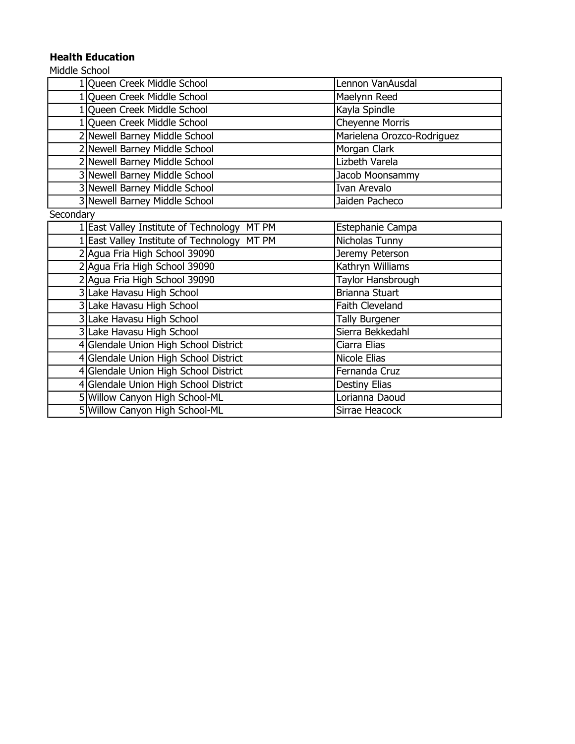**Health Education**

Middle School

| | | |
|---|---|---|
| 1 | Queen Creek Middle School | Lennon VanAusdal |
| 1 | Queen Creek Middle School | Maelynn Reed |
| 1 | Queen Creek Middle School | Kayla Spindle |
| 1 | Queen Creek Middle School | Cheyenne Morris |
| 2 | Newell Barney Middle School | Marielena Orozco-Rodriguez |
| 2 | Newell Barney Middle School | Morgan Clark |
| 2 | Newell Barney Middle School | Lizbeth Varela |
| 3 | Newell Barney Middle School | Jacob Moonsammy |
| 3 | Newell Barney Middle School | Ivan Arevalo |
| 3 | Newell Barney Middle School | Jaiden Pacheco |

Secondary

| | | |
|---|---|---|
| 1 | East Valley Institute of Technology MT PM | Estephanie Campa |
| 1 | East Valley Institute of Technology MT PM | Nicholas Tunny |
| 2 | Agua Fria High School 39090 | Jeremy Peterson |
| 2 | Agua Fria High School 39090 | Kathryn Williams |
| 2 | Agua Fria High School 39090 | Taylor Hansbrough |
| 3 | Lake Havasu High School | Brianna Stuart |
| 3 | Lake Havasu High School | Faith Cleveland |
| 3 | Lake Havasu High School | Tally Burgener |
| 3 | Lake Havasu High School | Sierra Bekkedahl |
| 4 | Glendale Union High School District | Ciarra Elias |
| 4 | Glendale Union High School District | Nicole Elias |
| 4 | Glendale Union High School District | Fernanda Cruz |
| 4 | Glendale Union High School District | Destiny Elias |
| 5 | Willow Canyon High School-ML | Lorianna Daoud |
| 5 | Willow Canyon High School-ML | Sirrae Heacock |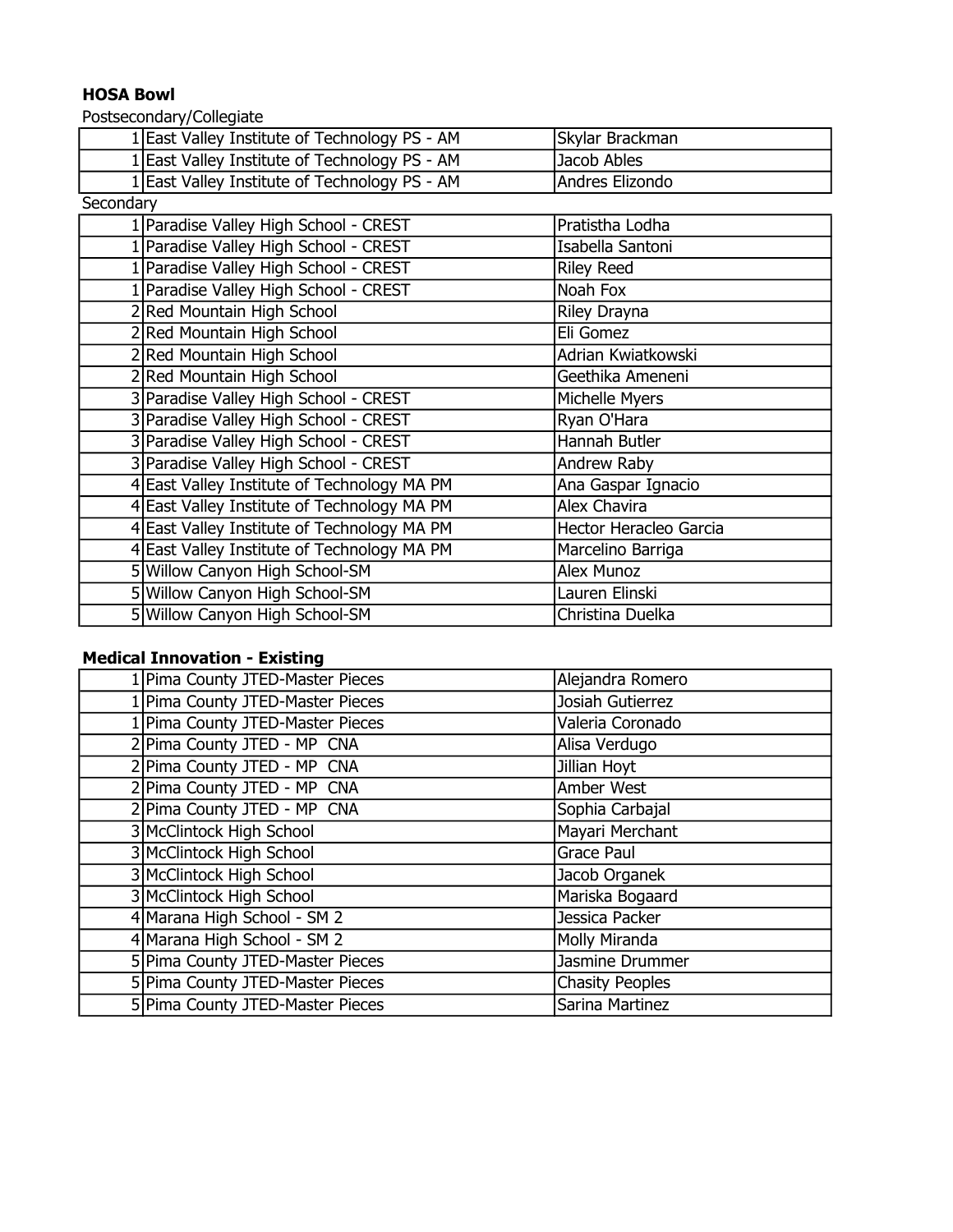**HOSA Bowl**

Postsecondary/Collegiate

| | | |
|---|---|---|
| 1 | East Valley Institute of Technology PS - AM | Skylar Brackman |
| 1 | East Valley Institute of Technology PS - AM | Jacob Ables |
| 1 | East Valley Institute of Technology PS - AM | Andres Elizondo |

Secondary

| | | |
|---|---|---|
| 1 | Paradise Valley High School - CREST | Pratistha Lodha |
| 1 | Paradise Valley High School - CREST | Isabella Santoni |
| 1 | Paradise Valley High School - CREST | Riley Reed |
| 1 | Paradise Valley High School - CREST | Noah Fox |
| 2 | Red Mountain High School | Riley Drayna |
| 2 | Red Mountain High School | Eli Gomez |
| 2 | Red Mountain High School | Adrian Kwiatkowski |
| 2 | Red Mountain High School | Geethika Ameneni |
| 3 | Paradise Valley High School - CREST | Michelle Myers |
| 3 | Paradise Valley High School - CREST | Ryan O'Hara |
| 3 | Paradise Valley High School - CREST | Hannah Butler |
| 3 | Paradise Valley High School - CREST | Andrew Raby |
| 4 | East Valley Institute of Technology MA PM | Ana Gaspar Ignacio |
| 4 | East Valley Institute of Technology MA PM | Alex Chavira |
| 4 | East Valley Institute of Technology MA PM | Hector Heracleo Garcia |
| 4 | East Valley Institute of Technology MA PM | Marcelino Barriga |
| 5 | Willow Canyon High School-SM | Alex Munoz |
| 5 | Willow Canyon High School-SM | Lauren Elinski |
| 5 | Willow Canyon High School-SM | Christina Duelka |

**Medical Innovation - Existing**

| | | |
|---|---|---|
| 1 | Pima County JTED-Master Pieces | Alejandra Romero |
| 1 | Pima County JTED-Master Pieces | Josiah Gutierrez |
| 1 | Pima County JTED-Master Pieces | Valeria Coronado |
| 2 | Pima County JTED - MP CNA | Alisa Verdugo |
| 2 | Pima County JTED - MP CNA | Jillian Hoyt |
| 2 | Pima County JTED - MP CNA | Amber West |
| 2 | Pima County JTED - MP CNA | Sophia Carbajal |
| 3 | McClintock High School | Mayari Merchant |
| 3 | McClintock High School | Grace Paul |
| 3 | McClintock High School | Jacob Organek |
| 3 | McClintock High School | Mariska Bogaard |
| 4 | Marana High School - SM 2 | Jessica Packer |
| 4 | Marana High School - SM 2 | Molly Miranda |
| 5 | Pima County JTED-Master Pieces | Jasmine Drummer |
| 5 | Pima County JTED-Master Pieces | Chasity Peoples |
| 5 | Pima County JTED-Master Pieces | Sarina Martinez |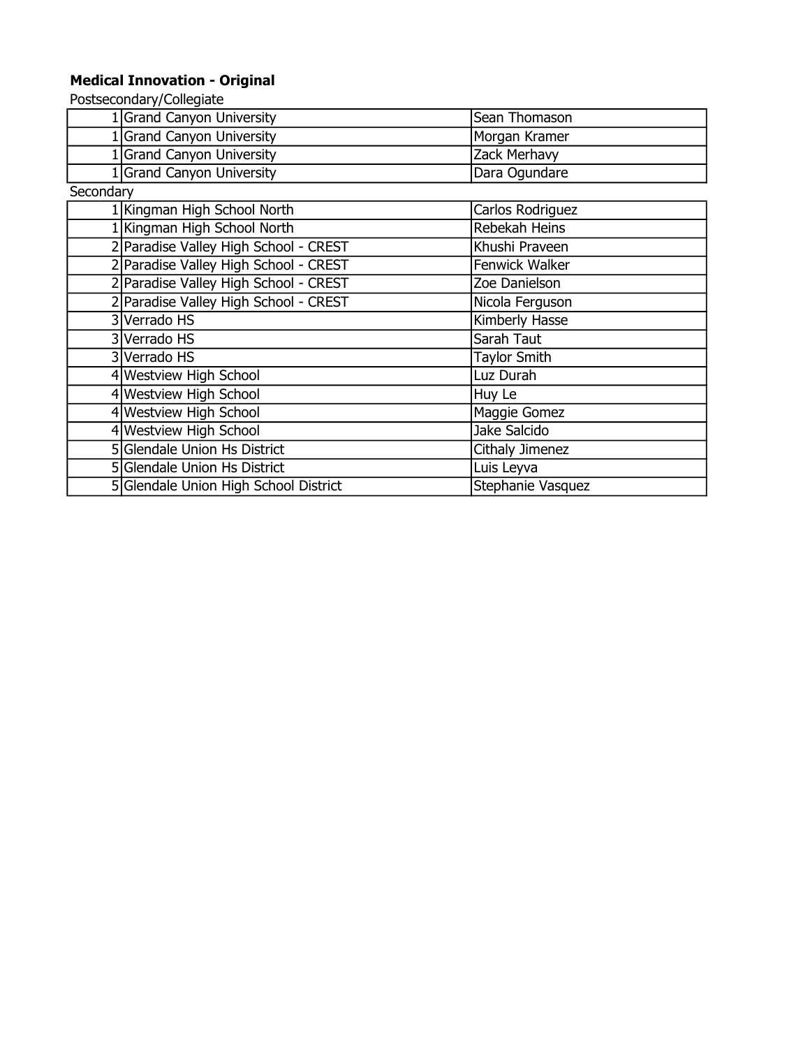**Medical Innovation - Original**

Postsecondary/Collegiate

| | | |
|---|---|---|
| 1 | Grand Canyon University | Sean Thomason |
| 1 | Grand Canyon University | Morgan Kramer |
| 1 | Grand Canyon University | Zack Merhavy |
| 1 | Grand Canyon University | Dara Ogundare |

Secondary

| | | |
|---|---|---|
| 1 | Kingman High School North | Carlos Rodriguez |
| 1 | Kingman High School North | Rebekah Heins |
| 2 | Paradise Valley High School - CREST | Khushi Praveen |
| 2 | Paradise Valley High School - CREST | Fenwick Walker |
| 2 | Paradise Valley High School - CREST | Zoe Danielson |
| 2 | Paradise Valley High School - CREST | Nicola Ferguson |
| 3 | Verrado HS | Kimberly Hasse |
| 3 | Verrado HS | Sarah Taut |
| 3 | Verrado HS | Taylor Smith |
| 4 | Westview High School | Luz Durah |
| 4 | Westview High School | Huy Le |
| 4 | Westview High School | Maggie Gomez |
| 4 | Westview High School | Jake Salcido |
| 5 | Glendale Union Hs District | Cithaly Jimenez |
| 5 | Glendale Union Hs District | Luis Leyva |
| 5 | Glendale Union High School District | Stephanie Vasquez |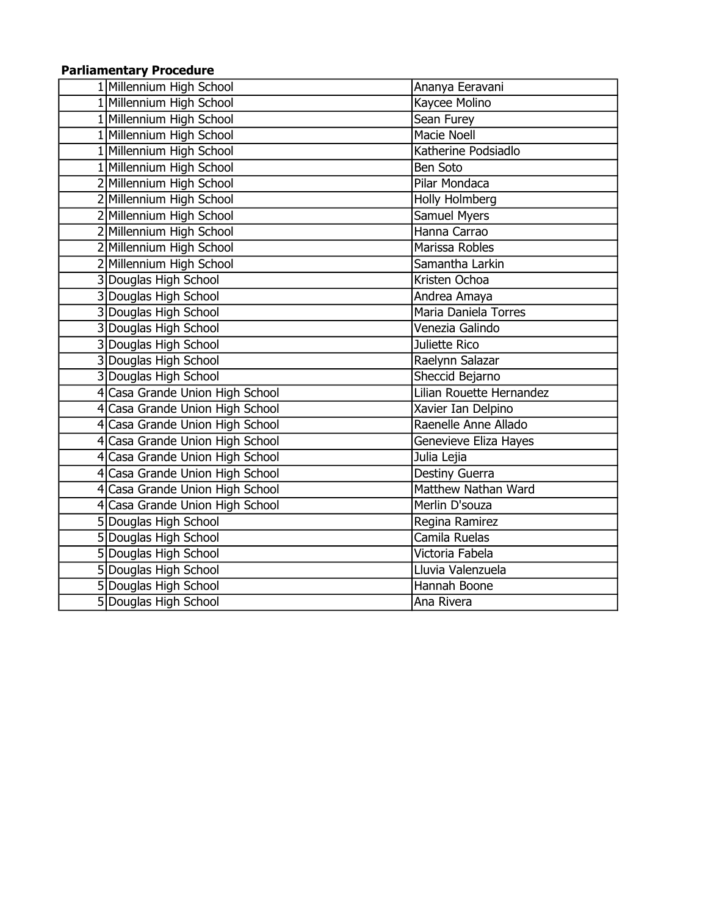**Parliamentary Procedure**

| | | |
|---|---|---|
| 1 | Millennium High School | Ananya Eeravani |
| 1 | Millennium High School | Kaycee Molino |
| 1 | Millennium High School | Sean Furey |
| 1 | Millennium High School | Macie Noell |
| 1 | Millennium High School | Katherine Podsiadlo |
| 1 | Millennium High School | Ben Soto |
| 2 | Millennium High School | Pilar Mondaca |
| 2 | Millennium High School | Holly Holmberg |
| 2 | Millennium High School | Samuel Myers |
| 2 | Millennium High School | Hanna Carrao |
| 2 | Millennium High School | Marissa Robles |
| 2 | Millennium High School | Samantha Larkin |
| 3 | Douglas High School | Kristen Ochoa |
| 3 | Douglas High School | Andrea Amaya |
| 3 | Douglas High School | Maria Daniela Torres |
| 3 | Douglas High School | Venezia Galindo |
| 3 | Douglas High School | Juliette Rico |
| 3 | Douglas High School | Raelynn Salazar |
| 3 | Douglas High School | Sheccid Bejarno |
| 4 | Casa Grande Union High School | Lilian Rouette Hernandez |
| 4 | Casa Grande Union High School | Xavier Ian Delpino |
| 4 | Casa Grande Union High School | Raenelle Anne Allado |
| 4 | Casa Grande Union High School | Genevieve Eliza Hayes |
| 4 | Casa Grande Union High School | Julia Lejia |
| 4 | Casa Grande Union High School | Destiny Guerra |
| 4 | Casa Grande Union High School | Matthew Nathan Ward |
| 4 | Casa Grande Union High School | Merlin D'souza |
| 5 | Douglas High School | Regina Ramirez |
| 5 | Douglas High School | Camila Ruelas |
| 5 | Douglas High School | Victoria Fabela |
| 5 | Douglas High School | Lluvia Valenzuela |
| 5 | Douglas High School | Hannah Boone |
| 5 | Douglas High School | Ana Rivera |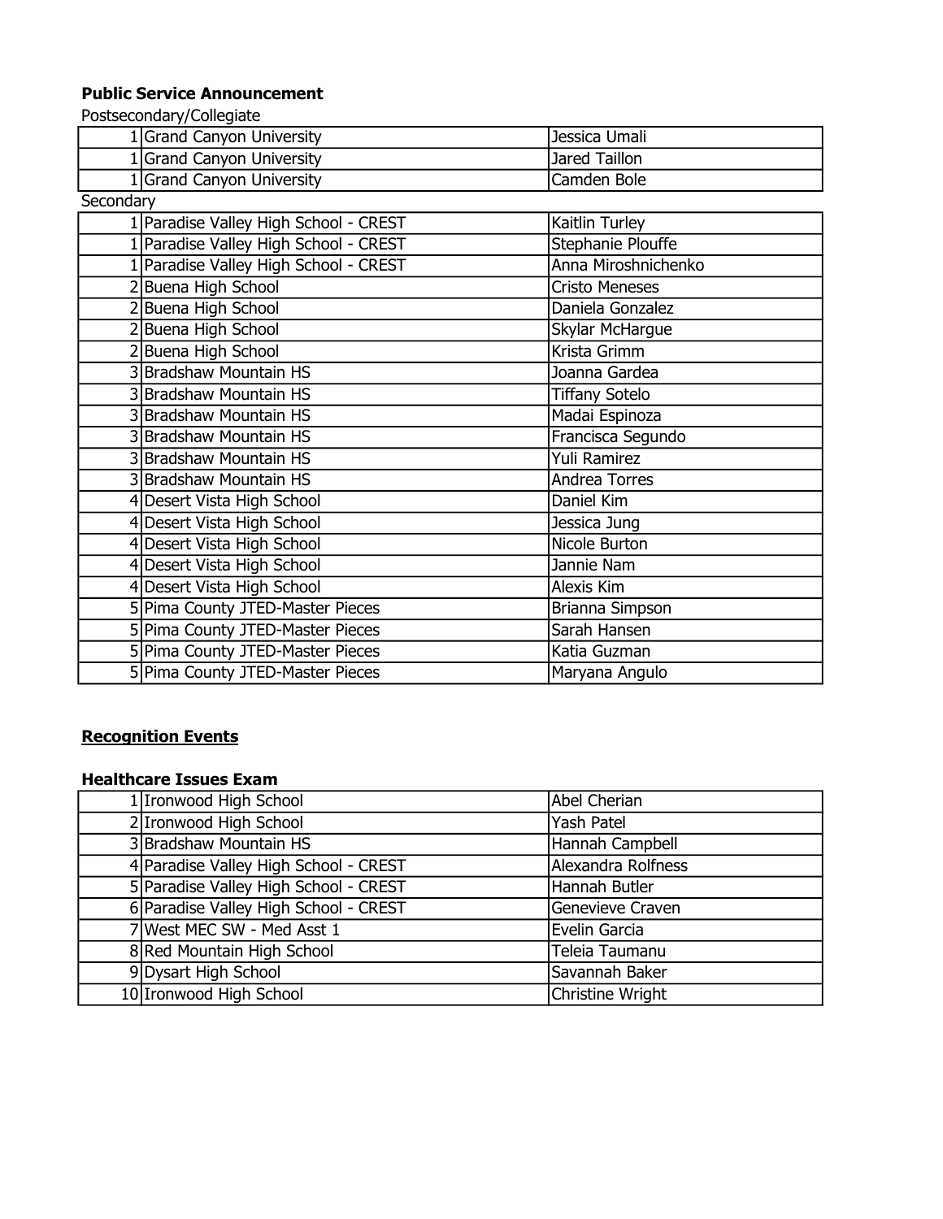**Public Service Announcement**

Postsecondary/Collegiate

| | | |
|---|---|---|
| 1 | Grand Canyon University | Jessica Umali |
| 1 | Grand Canyon University | Jared Taillon |
| 1 | Grand Canyon University | Camden Bole |

Secondary

| | | |
|---|---|---|
| 1 | Paradise Valley High School - CREST | Kaitlin Turley |
| 1 | Paradise Valley High School - CREST | Stephanie Plouffe |
| 1 | Paradise Valley High School - CREST | Anna Miroshnichenko |
| 2 | Buena High School | Cristo Meneses |
| 2 | Buena High School | Daniela Gonzalez |
| 2 | Buena High School | Skylar McHargue |
| 2 | Buena High School | Krista Grimm |
| 3 | Bradshaw Mountain HS | Joanna Gardea |
| 3 | Bradshaw Mountain HS | Tiffany Sotelo |
| 3 | Bradshaw Mountain HS | Madai Espinoza |
| 3 | Bradshaw Mountain HS | Francisca Segundo |
| 3 | Bradshaw Mountain HS | Yuli Ramirez |
| 3 | Bradshaw Mountain HS | Andrea Torres |
| 4 | Desert Vista High School | Daniel Kim |
| 4 | Desert Vista High School | Jessica Jung |
| 4 | Desert Vista High School | Nicole Burton |
| 4 | Desert Vista High School | Jannie Nam |
| 4 | Desert Vista High School | Alexis Kim |
| 5 | Pima County JTED-Master Pieces | Brianna Simpson |
| 5 | Pima County JTED-Master Pieces | Sarah Hansen |
| 5 | Pima County JTED-Master Pieces | Katia Guzman |
| 5 | Pima County JTED-Master Pieces | Maryana Angulo |

**Recognition Events**

**Healthcare Issues Exam**

| | | |
|---|---|---|
| 1 | Ironwood High School | Abel Cherian |
| 2 | Ironwood High School | Yash Patel |
| 3 | Bradshaw Mountain HS | Hannah Campbell |
| 4 | Paradise Valley High School - CREST | Alexandra Rolfness |
| 5 | Paradise Valley High School - CREST | Hannah Butler |
| 6 | Paradise Valley High School - CREST | Genevieve Craven |
| 7 | West MEC SW - Med Asst 1 | Evelin Garcia |
| 8 | Red Mountain High School | Teleia Taumanu |
| 9 | Dysart High School | Savannah Baker |
| 10 | Ironwood High School | Christine Wright |